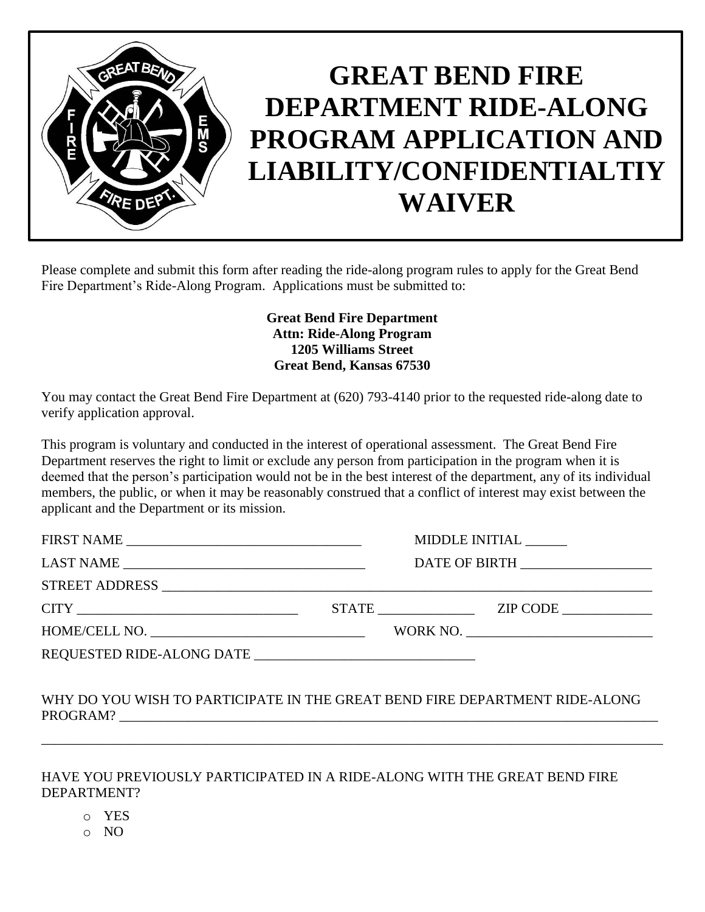# GREAT BEND FIRE DEPARTMENT RIDE-ALONG PROGRAM APPLICATION AND LIABILITY/CONFIDENTIALTIY WAIVER

Please complete and submit this form after reading the ride-along program rules to apply for the Great Bend Fire Department's Ride-Along Program. Applications must be submitted to:

**Great Bend Fire Department**
**Attn: Ride-Along Program**
**1205 Williams Street**
**Great Bend, Kansas 67530**

You may contact the Great Bend Fire Department at (620) 793-4140 prior to the requested ride-along date to verify application approval.

This program is voluntary and conducted in the interest of operational assessment. The Great Bend Fire Department reserves the right to limit or exclude any person from participation in the program when it is deemed that the person's participation would not be in the best interest of the department, any of its individual members, the public, or when it may be reasonably construed that a conflict of interest may exist between the applicant and the Department or its mission.

FIRST NAME ___________________________________ MIDDLE INITIAL ______

LAST NAME ___________________________________ DATE OF BIRTH ___________________

STREET ADDRESS ___________________________________________________________________________

CITY _________________________________ STATE ______________ ZIP CODE _____________

HOME/CELL NO. _______________________________ WORK NO. ___________________________

REQUESTED RIDE-ALONG DATE _______________________________

WHY DO YOU WISH TO PARTICIPATE IN THE GREAT BEND FIRE DEPARTMENT RIDE-ALONG PROGRAM? ____________________________________________________________________________________

______________________________________________________________________________________________

HAVE YOU PREVIOUSLY PARTICIPATED IN A RIDE-ALONG WITH THE GREAT BEND FIRE DEPARTMENT?

- YES
- NO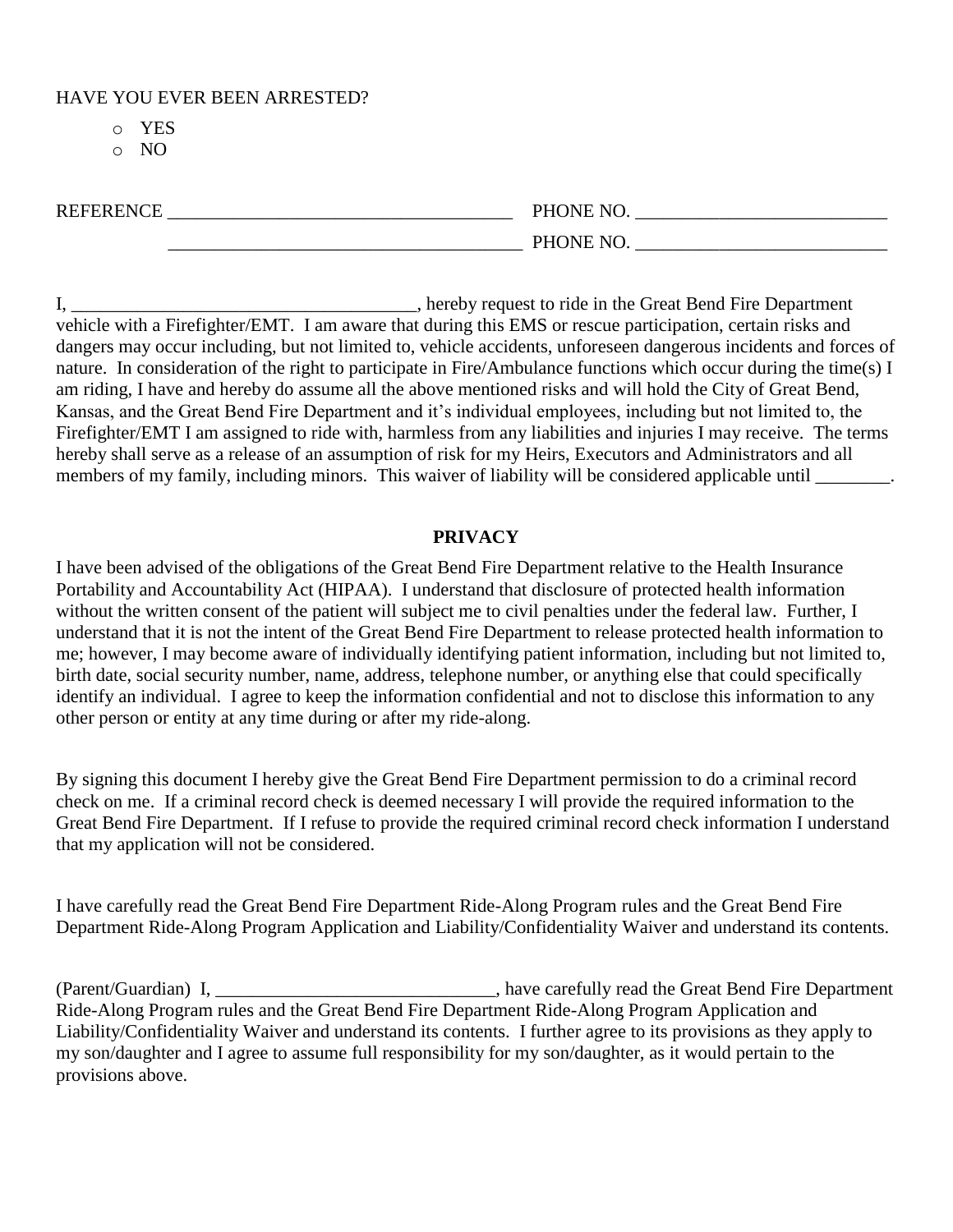HAVE YOU EVER BEEN ARRESTED?

- YES
- NO

REFERENCE _____________________________________ PHONE NO. ___________________________

_____________________________________ PHONE NO. ___________________________

I, _____________________________________, hereby request to ride in the Great Bend Fire Department vehicle with a Firefighter/EMT. I am aware that during this EMS or rescue participation, certain risks and dangers may occur including, but not limited to, vehicle accidents, unforeseen dangerous incidents and forces of nature. In consideration of the right to participate in Fire/Ambulance functions which occur during the time(s) I am riding, I have and hereby do assume all the above mentioned risks and will hold the City of Great Bend, Kansas, and the Great Bend Fire Department and it's individual employees, including but not limited to, the Firefighter/EMT I am assigned to ride with, harmless from any liabilities and injuries I may receive. The terms hereby shall serve as a release of an assumption of risk for my Heirs, Executors and Administrators and all members of my family, including minors. This waiver of liability will be considered applicable until ________.

**PRIVACY**

I have been advised of the obligations of the Great Bend Fire Department relative to the Health Insurance Portability and Accountability Act (HIPAA). I understand that disclosure of protected health information without the written consent of the patient will subject me to civil penalties under the federal law. Further, I understand that it is not the intent of the Great Bend Fire Department to release protected health information to me; however, I may become aware of individually identifying patient information, including but not limited to, birth date, social security number, name, address, telephone number, or anything else that could specifically identify an individual. I agree to keep the information confidential and not to disclose this information to any other person or entity at any time during or after my ride-along.

By signing this document I hereby give the Great Bend Fire Department permission to do a criminal record check on me. If a criminal record check is deemed necessary I will provide the required information to the Great Bend Fire Department. If I refuse to provide the required criminal record check information I understand that my application will not be considered.

I have carefully read the Great Bend Fire Department Ride-Along Program rules and the Great Bend Fire Department Ride-Along Program Application and Liability/Confidentiality Waiver and understand its contents.

(Parent/Guardian) I, ______________________________, have carefully read the Great Bend Fire Department Ride-Along Program rules and the Great Bend Fire Department Ride-Along Program Application and Liability/Confidentiality Waiver and understand its contents. I further agree to its provisions as they apply to my son/daughter and I agree to assume full responsibility for my son/daughter, as it would pertain to the provisions above.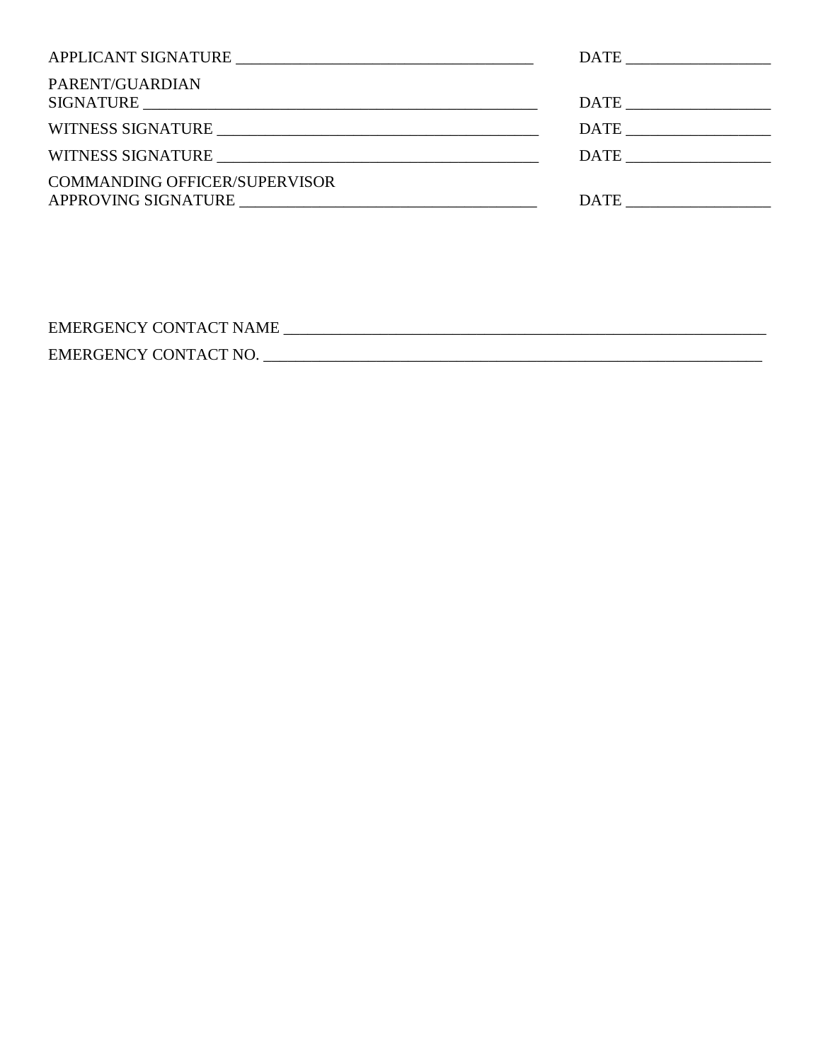APPLICANT SIGNATURE ____________________________________ DATE __________________

PARENT/GUARDIAN
SIGNATURE _______________________________________________ DATE __________________

WITNESS SIGNATURE _______________________________________ DATE __________________

WITNESS SIGNATURE _______________________________________ DATE __________________

COMMANDING OFFICER/SUPERVISOR
APPROVING SIGNATURE _____________________________________ DATE __________________

EMERGENCY CONTACT NAME _____________________________________________________________

EMERGENCY CONTACT NO. ______________________________________________________________